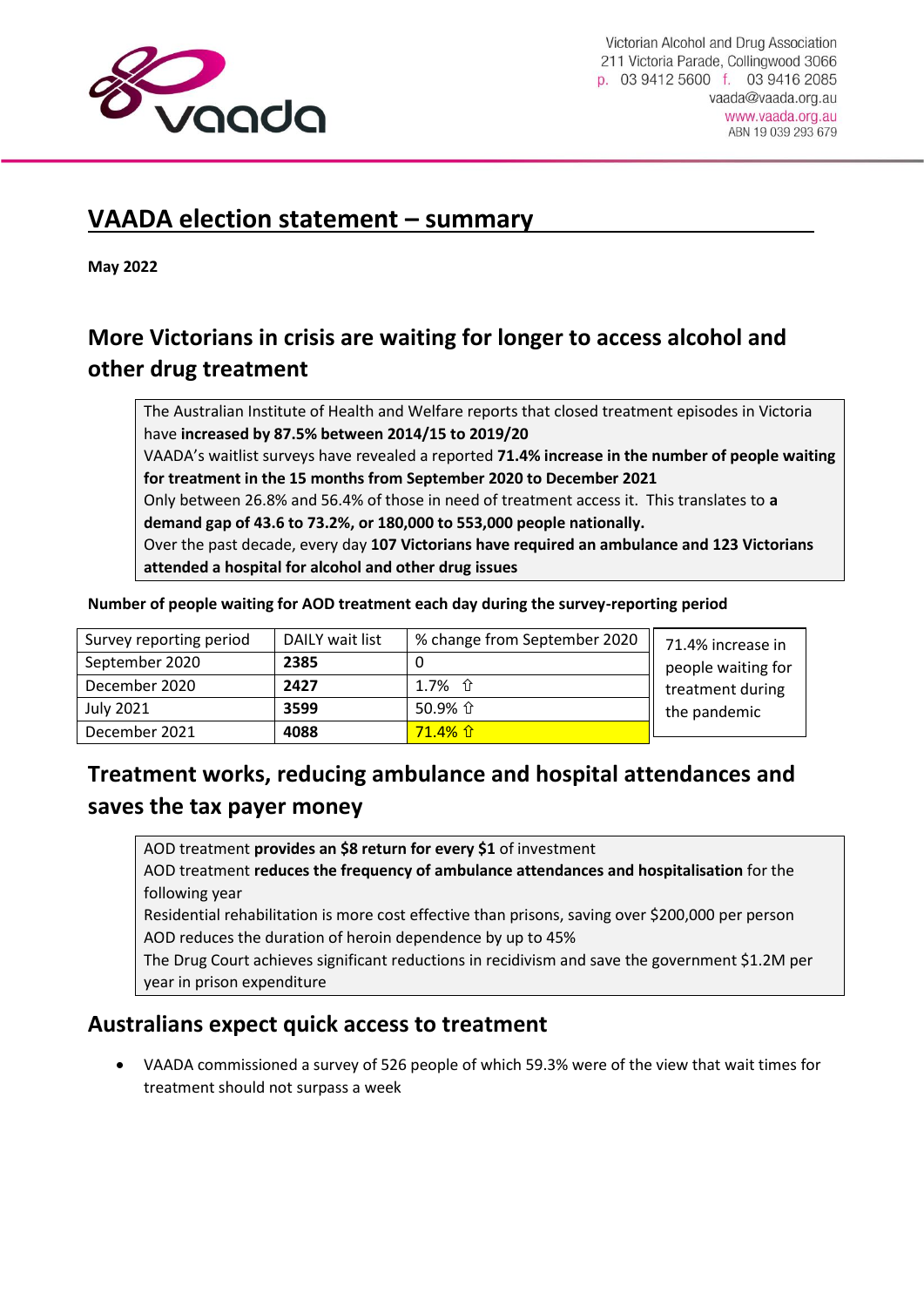Victorian Alcohol and Drug Association
211 Victoria Parade, Collingwood 3066
p. 03 9412 5600 f. 03 9416 2085
vaada@vaada.org.au
www.vaada.org.au
ABN 19 039 293 679

# VAADA election statement – summary

**May 2022**

## More Victorians in crisis are waiting for longer to access alcohol and other drug treatment

The Australian Institute of Health and Welfare reports that closed treatment episodes in Victoria have **increased by 87.5% between 2014/15 to 2019/20**
VAADA's waitlist surveys have revealed a reported **71.4% increase in the number of people waiting for treatment in the 15 months from September 2020 to December 2021**
Only between 26.8% and 56.4% of those in need of treatment access it. This translates to **a demand gap of 43.6 to 73.2%, or 180,000 to 553,000 people nationally.**
Over the past decade, every day **107 Victorians have required an ambulance and 123 Victorians attended a hospital for alcohol and other drug issues**

**Number of people waiting for AOD treatment each day during the survey-reporting period**

| Survey reporting period | DAILY wait list | % change from September 2020 |
|---|---|---|
| September 2020 | **2385** | 0 |
| December 2020 | **2427** | 1.7% ⇧ |
| July 2021 | **3599** | 50.9% ⇧ |
| December 2021 | **4088** | 71.4% ⇧ |

71.4% increase in people waiting for treatment during the pandemic

## Treatment works, reducing ambulance and hospital attendances and saves the tax payer money

AOD treatment **provides an $8 return for every $1** of investment
AOD treatment **reduces the frequency of ambulance attendances and hospitalisation** for the following year
Residential rehabilitation is more cost effective than prisons, saving over $200,000 per person
AOD reduces the duration of heroin dependence by up to 45%
The Drug Court achieves significant reductions in recidivism and save the government $1.2M per year in prison expenditure

## Australians expect quick access to treatment

- VAADA commissioned a survey of 526 people of which 59.3% were of the view that wait times for treatment should not surpass a week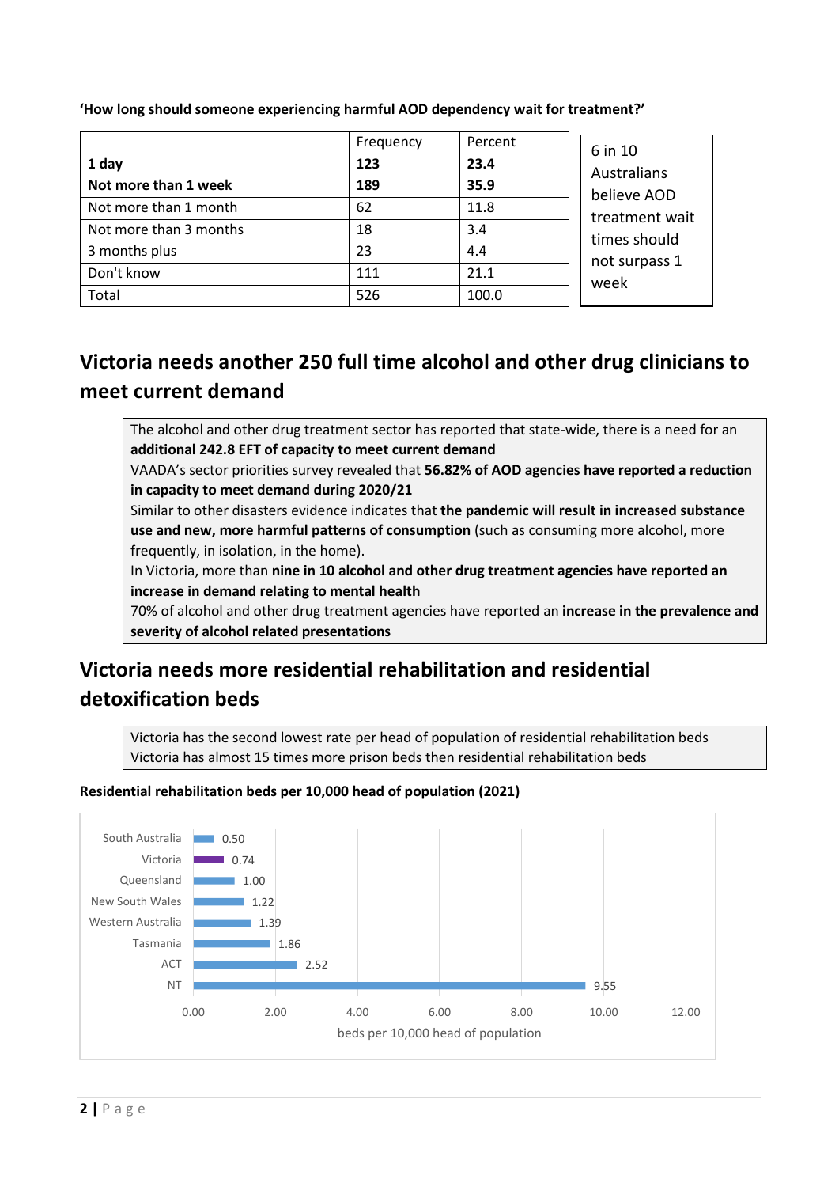**'How long should someone experiencing harmful AOD dependency wait for treatment?'**

| | Frequency | Percent |
|---|---|---|
| **1 day** | **123** | **23.4** |
| **Not more than 1 week** | **189** | **35.9** |
| Not more than 1 month | 62 | 11.8 |
| Not more than 3 months | 18 | 3.4 |
| 3 months plus | 23 | 4.4 |
| Don't know | 111 | 21.1 |
| Total | 526 | 100.0 |

6 in 10 Australians believe AOD treatment wait times should not surpass 1 week

## Victoria needs another 250 full time alcohol and other drug clinicians to meet current demand

The alcohol and other drug treatment sector has reported that state-wide, there is a need for an **additional 242.8 EFT of capacity to meet current demand**

VAADA's sector priorities survey revealed that **56.82% of AOD agencies have reported a reduction in capacity to meet demand during 2020/21**

Similar to other disasters evidence indicates that **the pandemic will result in increased substance use and new, more harmful patterns of consumption** (such as consuming more alcohol, more frequently, in isolation, in the home).

In Victoria, more than **nine in 10 alcohol and other drug treatment agencies have reported an increase in demand relating to mental health**

70% of alcohol and other drug treatment agencies have reported an **increase in the prevalence and severity of alcohol related presentations**

## Victoria needs more residential rehabilitation and residential detoxification beds

Victoria has the second lowest rate per head of population of residential rehabilitation beds

Victoria has almost 15 times more prison beds then residential rehabilitation beds

**Residential rehabilitation beds per 10,000 head of population (2021)**

| | beds per 10,000 head of population |
|---|---|
| South Australia | 0.50 |
| Victoria | 0.74 |
| Queensland | 1.00 |
| New South Wales | 1.22 |
| Western Australia | 1.39 |
| Tasmania | 1.86 |
| ACT | 2.52 |
| NT | 9.55 |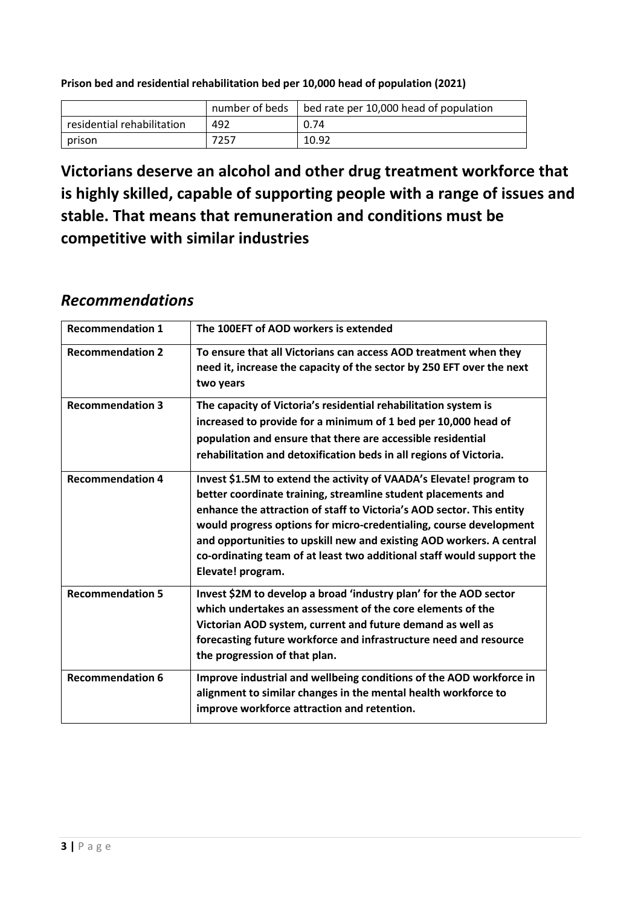**Prison bed and residential rehabilitation bed per 10,000 head of population (2021)**

| | number of beds | bed rate per 10,000 head of population |
|---|---|---|
| residential rehabilitation | 492 | 0.74 |
| prison | 7257 | 10.92 |

## Victorians deserve an alcohol and other drug treatment workforce that is highly skilled, capable of supporting people with a range of issues and stable. That means that remuneration and conditions must be competitive with similar industries

## *Recommendations*

| | |
|---|---|
| **Recommendation 1** | **The 100EFT of AOD workers is extended** |
| **Recommendation 2** | **To ensure that all Victorians can access AOD treatment when they need it, increase the capacity of the sector by 250 EFT over the next two years** |
| **Recommendation 3** | **The capacity of Victoria's residential rehabilitation system is increased to provide for a minimum of 1 bed per 10,000 head of population and ensure that there are accessible residential rehabilitation and detoxification beds in all regions of Victoria.** |
| **Recommendation 4** | **Invest $1.5M to extend the activity of VAADA's Elevate! program to better coordinate training, streamline student placements and enhance the attraction of staff to Victoria's AOD sector. This entity would progress options for micro-credentialing, course development and opportunities to upskill new and existing AOD workers. A central co-ordinating team of at least two additional staff would support the Elevate! program.** |
| **Recommendation 5** | **Invest $2M to develop a broad 'industry plan' for the AOD sector which undertakes an assessment of the core elements of the Victorian AOD system, current and future demand as well as forecasting future workforce and infrastructure need and resource the progression of that plan.** |
| **Recommendation 6** | **Improve industrial and wellbeing conditions of the AOD workforce in alignment to similar changes in the mental health workforce to improve workforce attraction and retention.** |